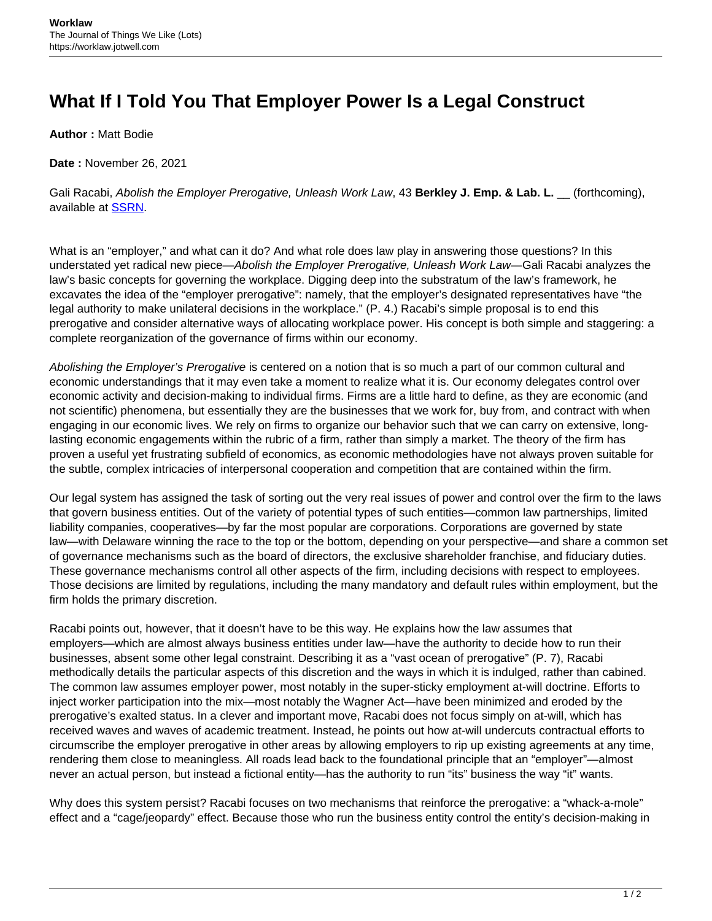# What If I Told You That Employer Power Is a Legal Construct

**Author :** Matt Bodie

**Date :** November 26, 2021

Gali Racabi, *Abolish the Employer Prerogative, Unleash Work Law*, 43 **Berkley J. Emp. & Lab. L.** __ (forthcoming), available at [SSRN](SSRN).

What is an "employer," and what can it do? And what role does law play in answering those questions? In this understated yet radical new piece—*Abolish the Employer Prerogative, Unleash Work Law*—Gali Racabi analyzes the law's basic concepts for governing the workplace. Digging deep into the substratum of the law's framework, he excavates the idea of the "employer prerogative": namely, that the employer's designated representatives have "the legal authority to make unilateral decisions in the workplace." (P. 4.) Racabi's simple proposal is to end this prerogative and consider alternative ways of allocating workplace power. His concept is both simple and staggering: a complete reorganization of the governance of firms within our economy.

*Abolishing the Employer's Prerogative* is centered on a notion that is so much a part of our common cultural and economic understandings that it may even take a moment to realize what it is. Our economy delegates control over economic activity and decision-making to individual firms. Firms are a little hard to define, as they are economic (and not scientific) phenomena, but essentially they are the businesses that we work for, buy from, and contract with when engaging in our economic lives. We rely on firms to organize our behavior such that we can carry on extensive, long-lasting economic engagements within the rubric of a firm, rather than simply a market. The theory of the firm has proven a useful yet frustrating subfield of economics, as economic methodologies have not always proven suitable for the subtle, complex intricacies of interpersonal cooperation and competition that are contained within the firm.

Our legal system has assigned the task of sorting out the very real issues of power and control over the firm to the laws that govern business entities. Out of the variety of potential types of such entities—common law partnerships, limited liability companies, cooperatives—by far the most popular are corporations. Corporations are governed by state law—with Delaware winning the race to the top or the bottom, depending on your perspective—and share a common set of governance mechanisms such as the board of directors, the exclusive shareholder franchise, and fiduciary duties. These governance mechanisms control all other aspects of the firm, including decisions with respect to employees. Those decisions are limited by regulations, including the many mandatory and default rules within employment, but the firm holds the primary discretion.

Racabi points out, however, that it doesn't have to be this way. He explains how the law assumes that employers—which are almost always business entities under law—have the authority to decide how to run their businesses, absent some other legal constraint. Describing it as a "vast ocean of prerogative" (P. 7), Racabi methodically details the particular aspects of this discretion and the ways in which it is indulged, rather than cabined. The common law assumes employer power, most notably in the super-sticky employment at-will doctrine. Efforts to inject worker participation into the mix—most notably the Wagner Act—have been minimized and eroded by the prerogative's exalted status. In a clever and important move, Racabi does not focus simply on at-will, which has received waves and waves of academic treatment. Instead, he points out how at-will undercuts contractual efforts to circumscribe the employer prerogative in other areas by allowing employers to rip up existing agreements at any time, rendering them close to meaningless. All roads lead back to the foundational principle that an "employer"—almost never an actual person, but instead a fictional entity—has the authority to run "its" business the way "it" wants.

Why does this system persist? Racabi focuses on two mechanisms that reinforce the prerogative: a "whack-a-mole" effect and a "cage/jeopardy" effect. Because those who run the business entity control the entity's decision-making in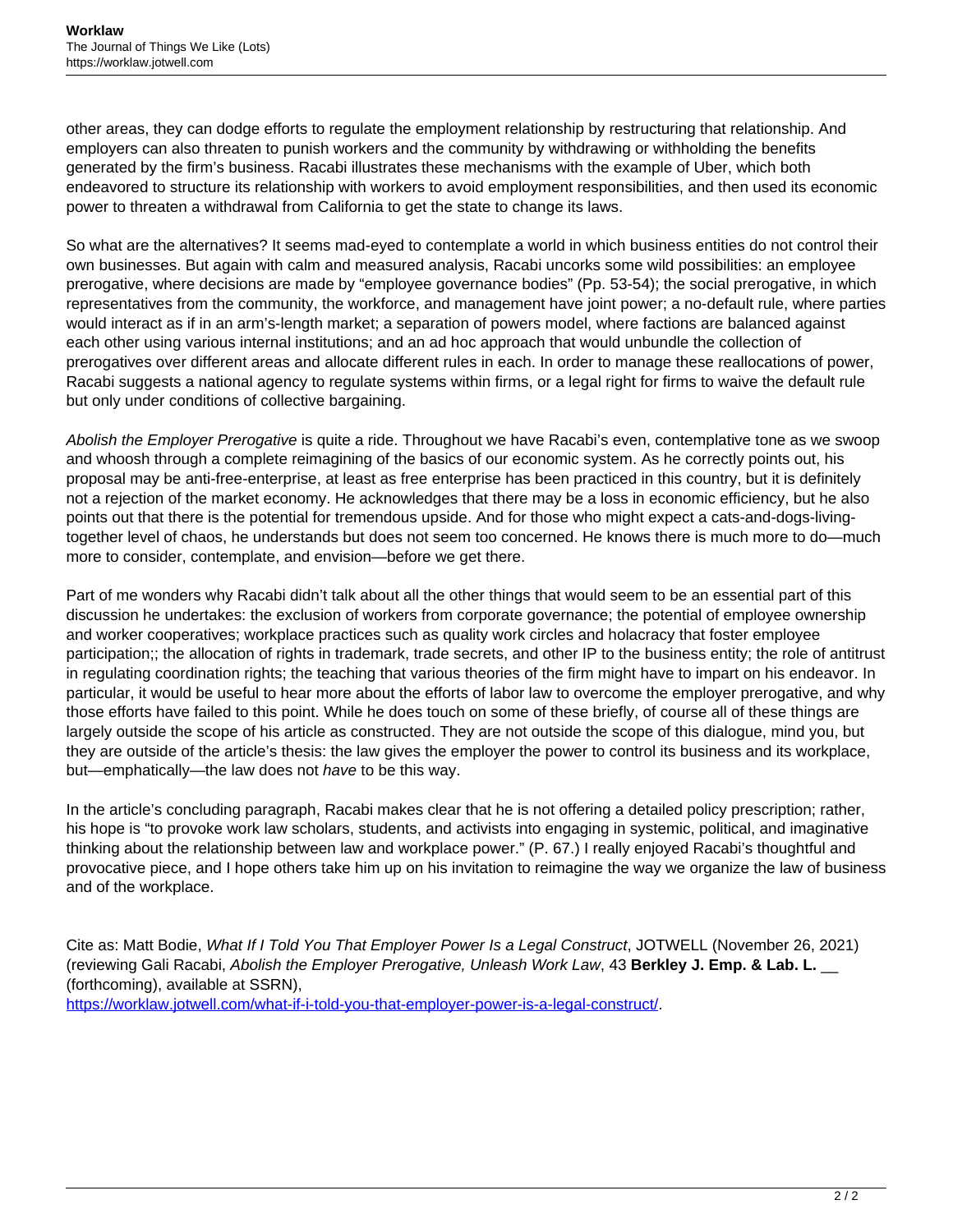other areas, they can dodge efforts to regulate the employment relationship by restructuring that relationship. And employers can also threaten to punish workers and the community by withdrawing or withholding the benefits generated by the firm's business. Racabi illustrates these mechanisms with the example of Uber, which both endeavored to structure its relationship with workers to avoid employment responsibilities, and then used its economic power to threaten a withdrawal from California to get the state to change its laws.

So what are the alternatives? It seems mad-eyed to contemplate a world in which business entities do not control their own businesses. But again with calm and measured analysis, Racabi uncorks some wild possibilities: an employee prerogative, where decisions are made by "employee governance bodies" (Pp. 53-54); the social prerogative, in which representatives from the community, the workforce, and management have joint power; a no-default rule, where parties would interact as if in an arm's-length market; a separation of powers model, where factions are balanced against each other using various internal institutions; and an ad hoc approach that would unbundle the collection of prerogatives over different areas and allocate different rules in each. In order to manage these reallocations of power, Racabi suggests a national agency to regulate systems within firms, or a legal right for firms to waive the default rule but only under conditions of collective bargaining.

*Abolish the Employer Prerogative* is quite a ride. Throughout we have Racabi's even, contemplative tone as we swoop and whoosh through a complete reimagining of the basics of our economic system. As he correctly points out, his proposal may be anti-free-enterprise, at least as free enterprise has been practiced in this country, but it is definitely not a rejection of the market economy. He acknowledges that there may be a loss in economic efficiency, but he also points out that there is the potential for tremendous upside. And for those who might expect a cats-and-dogs-living-together level of chaos, he understands but does not seem too concerned. He knows there is much more to do—much more to consider, contemplate, and envision—before we get there.

Part of me wonders why Racabi didn't talk about all the other things that would seem to be an essential part of this discussion he undertakes: the exclusion of workers from corporate governance; the potential of employee ownership and worker cooperatives; workplace practices such as quality work circles and holacracy that foster employee participation;; the allocation of rights in trademark, trade secrets, and other IP to the business entity; the role of antitrust in regulating coordination rights; the teaching that various theories of the firm might have to impart on his endeavor. In particular, it would be useful to hear more about the efforts of labor law to overcome the employer prerogative, and why those efforts have failed to this point. While he does touch on some of these briefly, of course all of these things are largely outside the scope of his article as constructed. They are not outside the scope of this dialogue, mind you, but they are outside of the article's thesis: the law gives the employer the power to control its business and its workplace, but—emphatically—the law does not *have* to be this way.

In the article's concluding paragraph, Racabi makes clear that he is not offering a detailed policy prescription; rather, his hope is "to provoke work law scholars, students, and activists into engaging in systemic, political, and imaginative thinking about the relationship between law and workplace power." (P. 67.) I really enjoyed Racabi's thoughtful and provocative piece, and I hope others take him up on his invitation to reimagine the way we organize the law of business and of the workplace.

Cite as: Matt Bodie, *What If I Told You That Employer Power Is a Legal Construct*, JOTWELL (November 26, 2021) (reviewing Gali Racabi, *Abolish the Employer Prerogative, Unleash Work Law*, 43 **Berkley J. Emp. & Lab. L.** __ (forthcoming), available at SSRN), https://worklaw.jotwell.com/what-if-i-told-you-that-employer-power-is-a-legal-construct/.